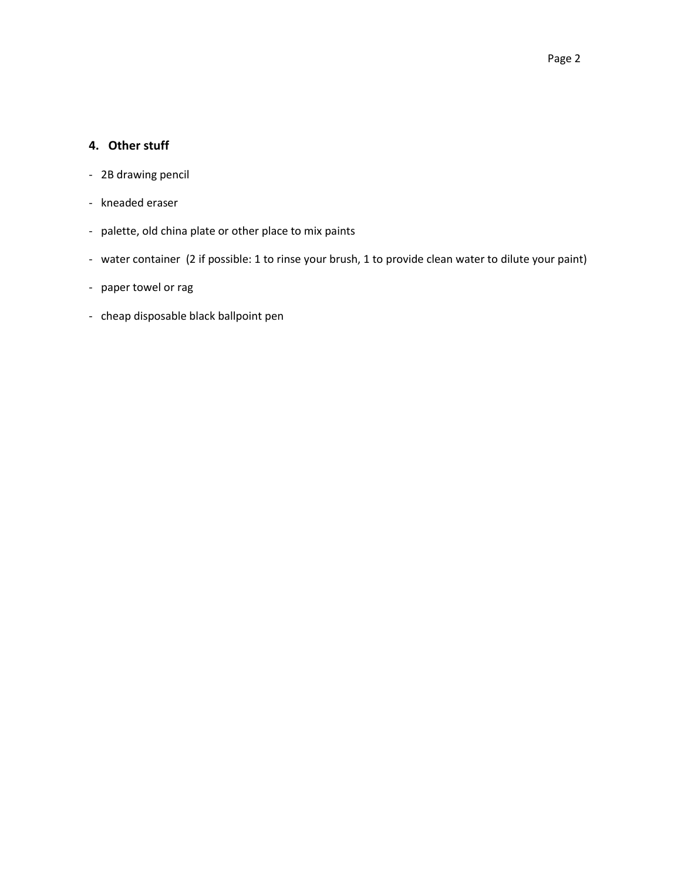## 4. Other stuff

- 2B drawing pencil
- kneaded eraser
- palette, old china plate or other place to mix paints
- water container (2 if possible: 1 to rinse your brush, 1 to provide clean water to dilute your paint)
- paper towel or rag
- cheap disposable black ballpoint pen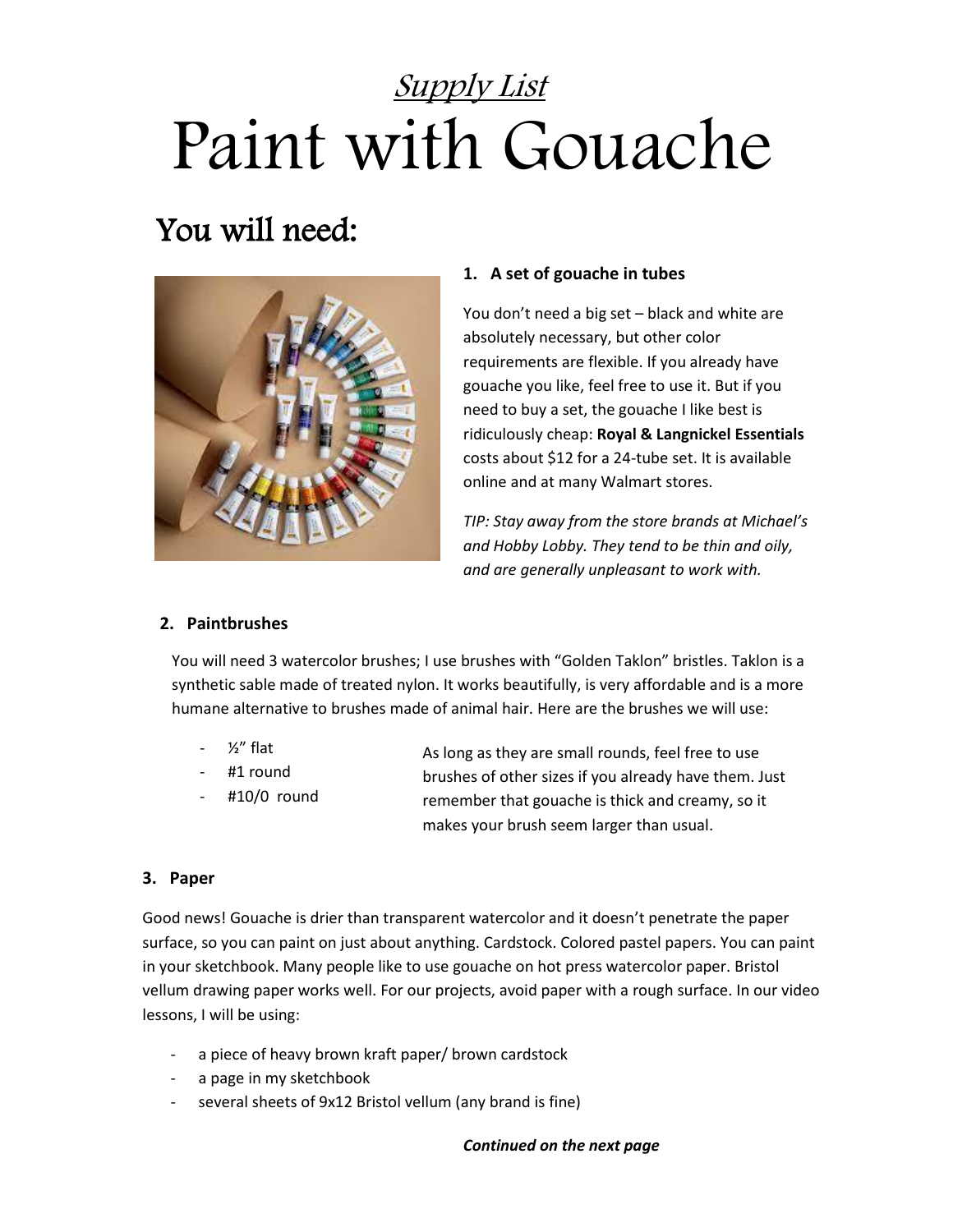*Supply List*

# Paint with Gouache

## You will need:

### 1. A set of gouache in tubes

You don't need a big set – black and white are absolutely necessary, but other color requirements are flexible. If you already have gouache you like, feel free to use it. But if you need to buy a set, the gouache I like best is ridiculously cheap: **Royal & Langnickel Essentials** costs about $12 for a 24-tube set. It is available online and at many Walmart stores.

*TIP: Stay away from the store brands at Michael's and Hobby Lobby. They tend to be thin and oily, and are generally unpleasant to work with.*

### 2. Paintbrushes

You will need 3 watercolor brushes; I use brushes with "Golden Taklon" bristles. Taklon is a synthetic sable made of treated nylon. It works beautifully, is very affordable and is a more humane alternative to brushes made of animal hair. Here are the brushes we will use:

- ½" flat
- #1 round
- #10/0 round

As long as they are small rounds, feel free to use brushes of other sizes if you already have them. Just remember that gouache is thick and creamy, so it makes your brush seem larger than usual.

### 3. Paper

Good news! Gouache is drier than transparent watercolor and it doesn't penetrate the paper surface, so you can paint on just about anything. Cardstock. Colored pastel papers. You can paint in your sketchbook. Many people like to use gouache on hot press watercolor paper. Bristol vellum drawing paper works well. For our projects, avoid paper with a rough surface. In our video lessons, I will be using:

- a piece of heavy brown kraft paper/ brown cardstock
- a page in my sketchbook
- several sheets of 9x12 Bristol vellum (any brand is fine)

***Continued on the next page***